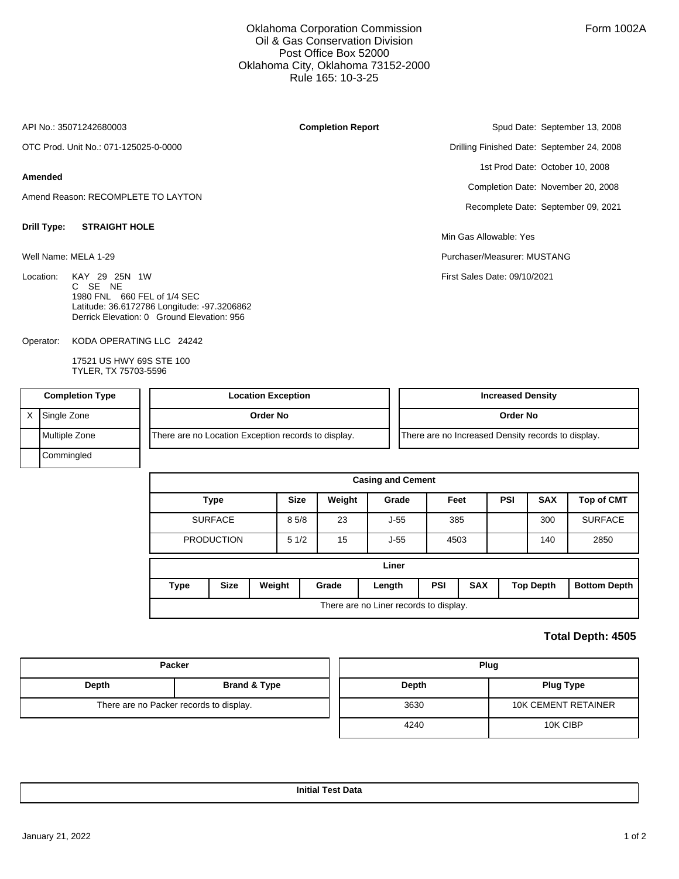Oklahoma Corporation Commission
Oil & Gas Conservation Division
Post Office Box 52000
Oklahoma City, Oklahoma 73152-2000
Rule 165: 10-3-25

Form 1002A

API No.: 35071242680003

**Completion Report**

Spud Date: September 13, 2008

OTC Prod. Unit No.: 071-125025-0-0000

Drilling Finished Date: September 24, 2008

1st Prod Date: October 10, 2008

**Amended**

Completion Date: November 20, 2008

Amend Reason: RECOMPLETE TO LAYTON

Recomplete Date: September 09, 2021

**Drill Type:** **STRAIGHT HOLE**

Min Gas Allowable: Yes

Well Name: MELA 1-29

Purchaser/Measurer: MUSTANG

Location: KAY 29 25N 1W
C SE NE
1980 FNL 660 FEL of 1/4 SEC
Latitude: 36.6172786 Longitude: -97.3206862
Derrick Elevation: 0 Ground Elevation: 956

First Sales Date: 09/10/2021

Operator: KODA OPERATING LLC 24242

17521 US HWY 69S STE 100
TYLER, TX 75703-5596

| Completion Type | |
|---|---|
| X | Single Zone |
| | Multiple Zone |
| | Commingled |

| Location Exception |
|---|
| Order No |
| There are no Location Exception records to display. |

| Increased Density |
|---|
| Order No |
| There are no Increased Density records to display. |

**Casing and Cement**

| Type | Size | Weight | Grade | Feet | PSI | SAX | Top of CMT |
|---|---|---|---|---|---|---|---|
| SURFACE | 8 5/8 | 23 | J-55 | 385 | | 300 | SURFACE |
| PRODUCTION | 5 1/2 | 15 | J-55 | 4503 | | 140 | 2850 |

**Liner**

| Type | Size | Weight | Grade | Length | PSI | SAX | Top Depth | Bottom Depth |
|---|---|---|---|---|---|---|---|---|
| There are no Liner records to display. | | | | | | | | |

**Total Depth: 4505**

| Packer | |
|---|---|
| Depth | Brand & Type |
| There are no Packer records to display. | |

| Plug | |
|---|---|
| Depth | Plug Type |
| 3630 | 10K CEMENT RETAINER |
| 4240 | 10K CIBP |

**Initial Test Data**

January 21, 2022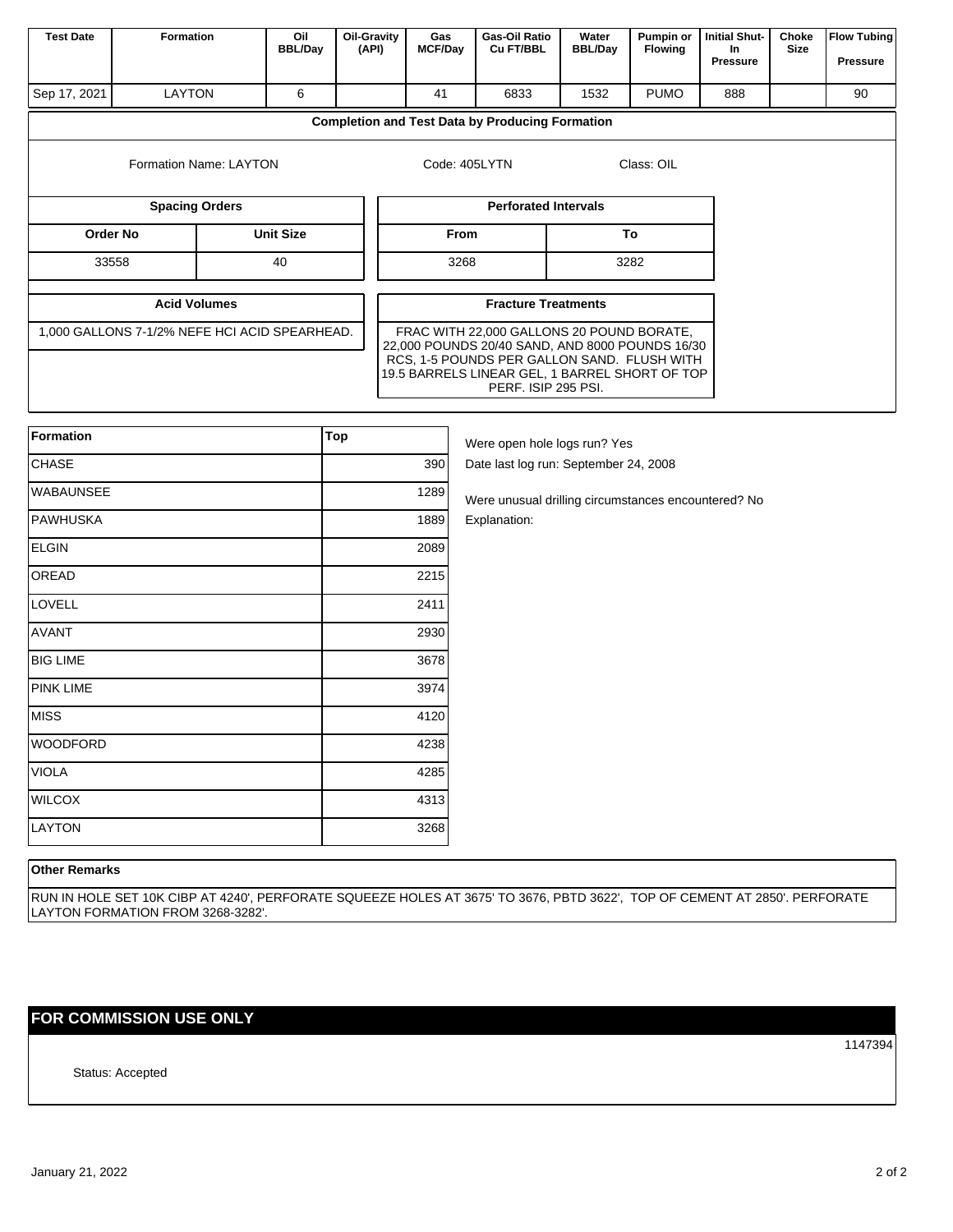| Test Date | Formation | Oil BBL/Day | Oil-Gravity (API) | Gas MCF/Day | Gas-Oil Ratio Cu FT/BBL | Water BBL/Day | Pumpin or Flowing | Initial Shut-In Pressure | Choke Size | Flow Tubing Pressure |
|---|---|---|---|---|---|---|---|---|---|---|
| Sep 17, 2021 | LAYTON | 6 | | 41 | 6833 | 1532 | PUMO | 888 | | 90 |

## Completion and Test Data by Producing Formation

Formation Name: LAYTON

Code: 405LYTN

Class: OIL

**Spacing Orders**

| Order No | Unit Size |
|---|---|
| 33558 | 40 |

**Perforated Intervals**

| From | To |
|---|---|
| 3268 | 3282 |

**Acid Volumes**

1,000 GALLONS 7-1/2% NEFE HCI ACID SPEARHEAD.

**Fracture Treatments**

FRAC WITH 22,000 GALLONS 20 POUND BORATE, 22,000 POUNDS 20/40 SAND, AND 8000 POUNDS 16/30 RCS, 1-5 POUNDS PER GALLON SAND. FLUSH WITH 19.5 BARRELS LINEAR GEL, 1 BARREL SHORT OF TOP PERF. ISIP 295 PSI.

| Formation | Top |
|---|---|
| CHASE | 390 |
| WABAUNSEE | 1289 |
| PAWHUSKA | 1889 |
| ELGIN | 2089 |
| OREAD | 2215 |
| LOVELL | 2411 |
| AVANT | 2930 |
| BIG LIME | 3678 |
| PINK LIME | 3974 |
| MISS | 4120 |
| WOODFORD | 4238 |
| VIOLA | 4285 |
| WILCOX | 4313 |
| LAYTON | 3268 |

Were open hole logs run? Yes

Date last log run: September 24, 2008

Were unusual drilling circumstances encountered? No

Explanation:

**Other Remarks**

RUN IN HOLE SET 10K CIBP AT 4240', PERFORATE SQUEEZE HOLES AT 3675' TO 3676, PBTD 3622', TOP OF CEMENT AT 2850'. PERFORATE LAYTON FORMATION FROM 3268-3282'.

## FOR COMMISSION USE ONLY

1147394

Status: Accepted

January 21, 2022